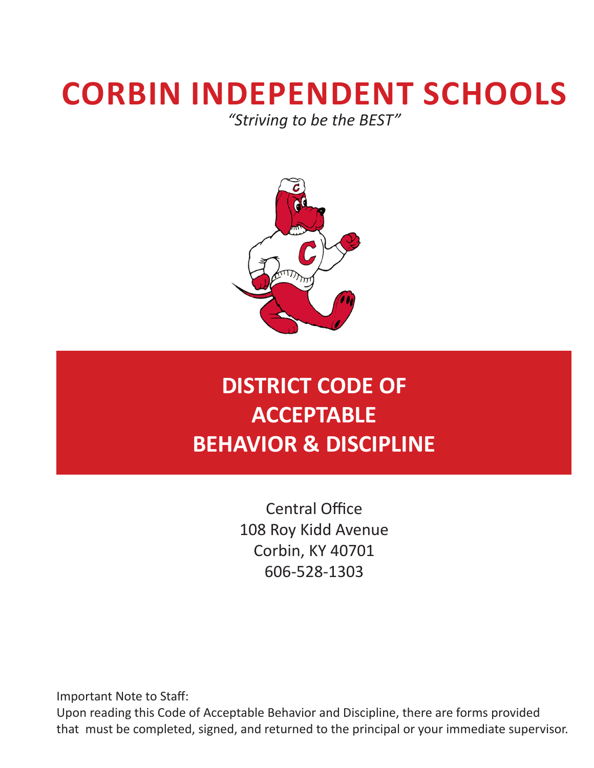# CORBIN INDEPENDENT SCHOOLS

*"Striving to be the BEST"*

## DISTRICT CODE OF ACCEPTABLE BEHAVIOR & DISCIPLINE

Central Office
108 Roy Kidd Avenue
Corbin, KY 40701
606-528-1303

Important Note to Staff:
Upon reading this Code of Acceptable Behavior and Discipline, there are forms provided that must be completed, signed, and returned to the principal or your immediate supervisor.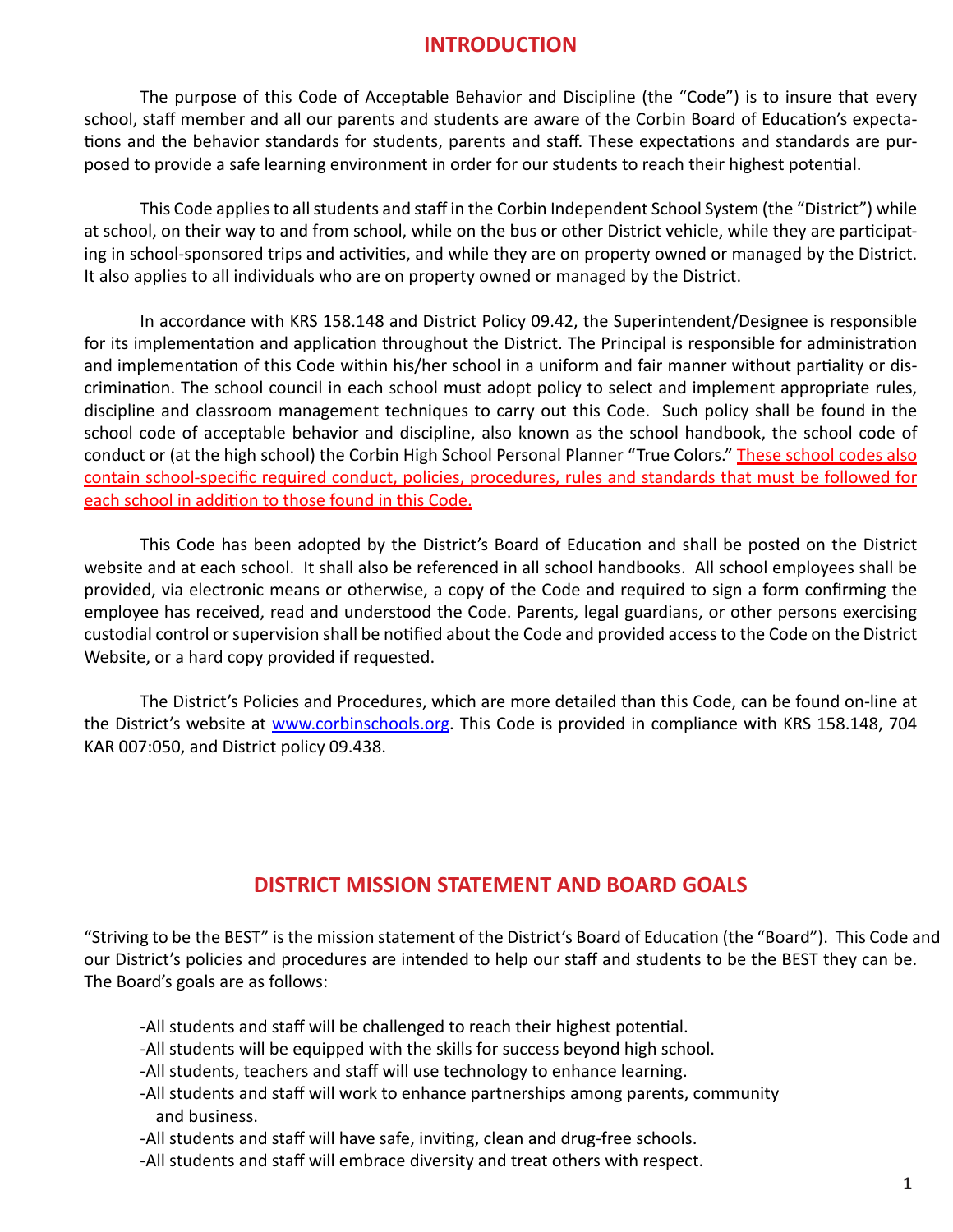# INTRODUCTION

The purpose of this Code of Acceptable Behavior and Discipline (the "Code") is to insure that every school, staff member and all our parents and students are aware of the Corbin Board of Education's expectations and the behavior standards for students, parents and staff. These expectations and standards are purposed to provide a safe learning environment in order for our students to reach their highest potential.

This Code applies to all students and staff in the Corbin Independent School System (the "District") while at school, on their way to and from school, while on the bus or other District vehicle, while they are participating in school-sponsored trips and activities, and while they are on property owned or managed by the District. It also applies to all individuals who are on property owned or managed by the District.

In accordance with KRS 158.148 and District Policy 09.42, the Superintendent/Designee is responsible for its implementation and application throughout the District. The Principal is responsible for administration and implementation of this Code within his/her school in a uniform and fair manner without partiality or discrimination. The school council in each school must adopt policy to select and implement appropriate rules, discipline and classroom management techniques to carry out this Code. Such policy shall be found in the school code of acceptable behavior and discipline, also known as the school handbook, the school code of conduct or (at the high school) the Corbin High School Personal Planner "True Colors." <u>These school codes also contain school-specific required conduct, policies, procedures, rules and standards that must be followed for each school in addition to those found in this Code.</u>

This Code has been adopted by the District's Board of Education and shall be posted on the District website and at each school. It shall also be referenced in all school handbooks. All school employees shall be provided, via electronic means or otherwise, a copy of the Code and required to sign a form confirming the employee has received, read and understood the Code. Parents, legal guardians, or other persons exercising custodial control or supervision shall be notified about the Code and provided access to the Code on the District Website, or a hard copy provided if requested.

The District's Policies and Procedures, which are more detailed than this Code, can be found on-line at the District's website at www.corbinschools.org. This Code is provided in compliance with KRS 158.148, 704 KAR 007:050, and District policy 09.438.

# DISTRICT MISSION STATEMENT AND BOARD GOALS

"Striving to be the BEST" is the mission statement of the District's Board of Education (the "Board"). This Code and our District's policies and procedures are intended to help our staff and students to be the BEST they can be. The Board's goals are as follows:

- All students and staff will be challenged to reach their highest potential.
- All students will be equipped with the skills for success beyond high school.
- All students, teachers and staff will use technology to enhance learning.
- All students and staff will work to enhance partnerships among parents, community and business.
- All students and staff will have safe, inviting, clean and drug-free schools.
- All students and staff will embrace diversity and treat others with respect.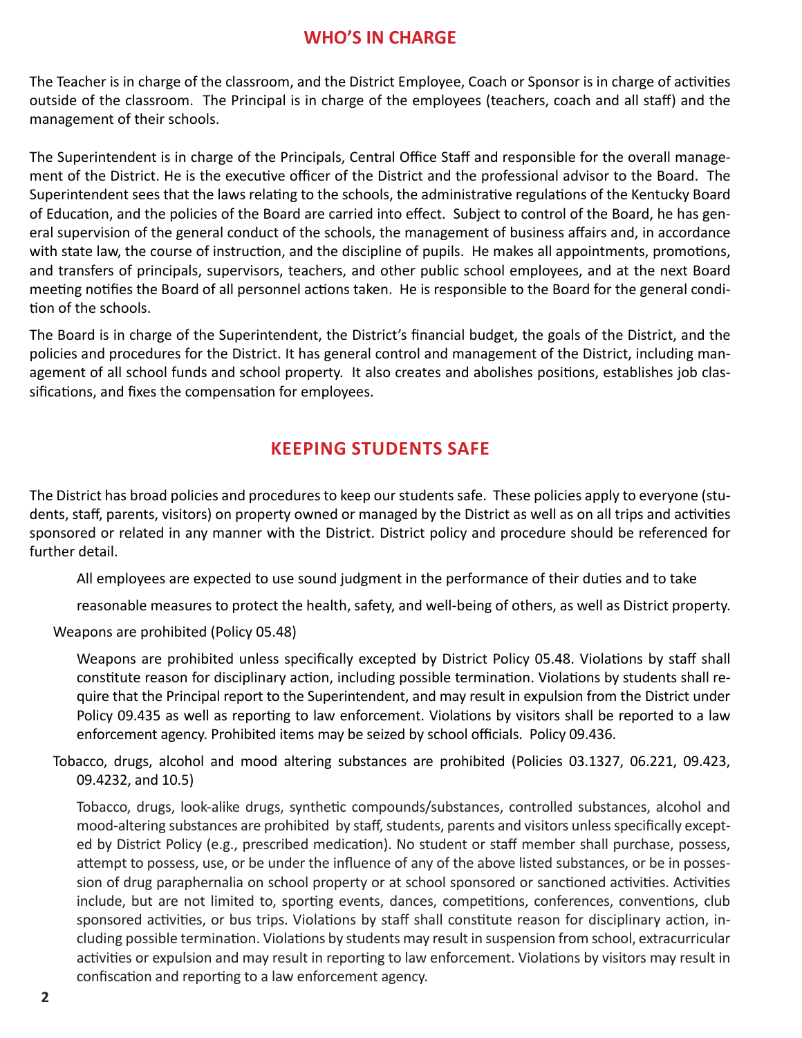## WHO'S IN CHARGE

The Teacher is in charge of the classroom, and the District Employee, Coach or Sponsor is in charge of activities outside of the classroom. The Principal is in charge of the employees (teachers, coach and all staff) and the management of their schools.

The Superintendent is in charge of the Principals, Central Office Staff and responsible for the overall management of the District. He is the executive officer of the District and the professional advisor to the Board. The Superintendent sees that the laws relating to the schools, the administrative regulations of the Kentucky Board of Education, and the policies of the Board are carried into effect. Subject to control of the Board, he has general supervision of the general conduct of the schools, the management of business affairs and, in accordance with state law, the course of instruction, and the discipline of pupils. He makes all appointments, promotions, and transfers of principals, supervisors, teachers, and other public school employees, and at the next Board meeting notifies the Board of all personnel actions taken. He is responsible to the Board for the general condition of the schools.

The Board is in charge of the Superintendent, the District's financial budget, the goals of the District, and the policies and procedures for the District. It has general control and management of the District, including management of all school funds and school property. It also creates and abolishes positions, establishes job classifications, and fixes the compensation for employees.

## KEEPING STUDENTS SAFE

The District has broad policies and procedures to keep our students safe. These policies apply to everyone (students, staff, parents, visitors) on property owned or managed by the District as well as on all trips and activities sponsored or related in any manner with the District. District policy and procedure should be referenced for further detail.

All employees are expected to use sound judgment in the performance of their duties and to take reasonable measures to protect the health, safety, and well-being of others, as well as District property.

Weapons are prohibited (Policy 05.48)

Weapons are prohibited unless specifically excepted by District Policy 05.48. Violations by staff shall constitute reason for disciplinary action, including possible termination. Violations by students shall require that the Principal report to the Superintendent, and may result in expulsion from the District under Policy 09.435 as well as reporting to law enforcement. Violations by visitors shall be reported to a law enforcement agency. Prohibited items may be seized by school officials. Policy 09.436.

Tobacco, drugs, alcohol and mood altering substances are prohibited (Policies 03.1327, 06.221, 09.423, 09.4232, and 10.5)

Tobacco, drugs, look-alike drugs, synthetic compounds/substances, controlled substances, alcohol and mood-altering substances are prohibited by staff, students, parents and visitors unless specifically excepted by District Policy (e.g., prescribed medication). No student or staff member shall purchase, possess, attempt to possess, use, or be under the influence of any of the above listed substances, or be in possession of drug paraphernalia on school property or at school sponsored or sanctioned activities. Activities include, but are not limited to, sporting events, dances, competitions, conferences, conventions, club sponsored activities, or bus trips. Violations by staff shall constitute reason for disciplinary action, including possible termination. Violations by students may result in suspension from school, extracurricular activities or expulsion and may result in reporting to law enforcement. Violations by visitors may result in confiscation and reporting to a law enforcement agency.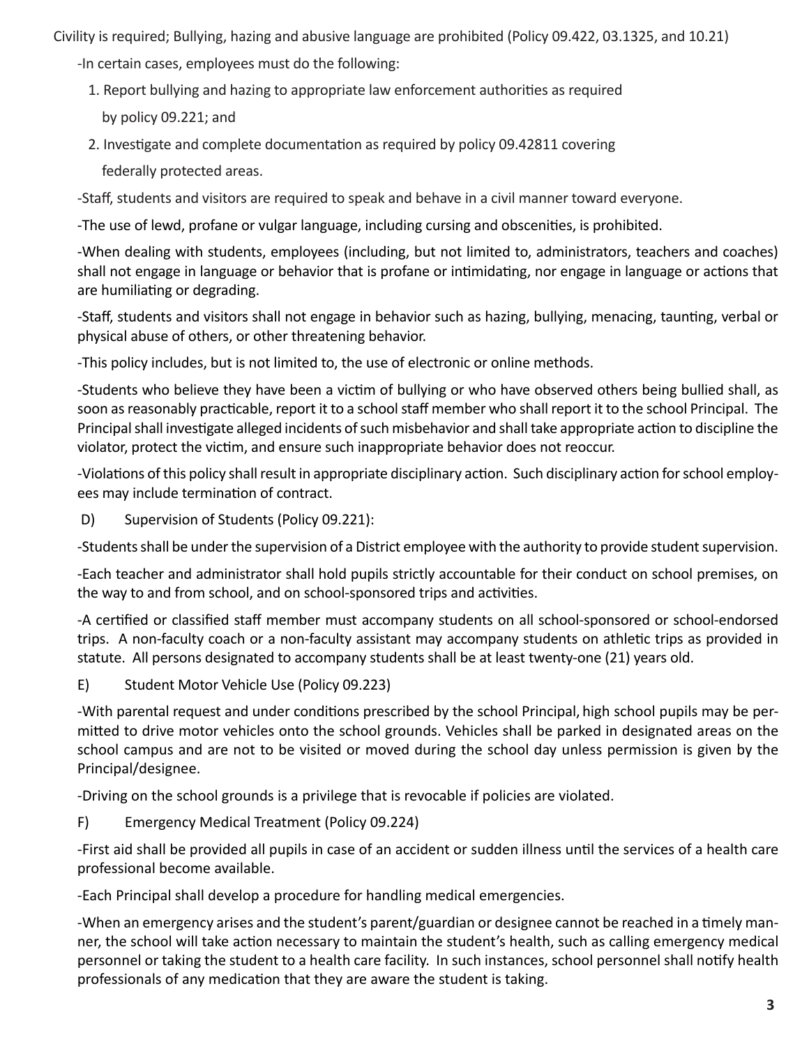Civility is required; Bullying, hazing and abusive language are prohibited (Policy 09.422, 03.1325, and 10.21)

-In certain cases, employees must do the following:

1. Report bullying and hazing to appropriate law enforcement authorities as required by policy 09.221; and
2. Investigate and complete documentation as required by policy 09.42811 covering federally protected areas.

-Staff, students and visitors are required to speak and behave in a civil manner toward everyone.

-The use of lewd, profane or vulgar language, including cursing and obscenities, is prohibited.

-When dealing with students, employees (including, but not limited to, administrators, teachers and coaches) shall not engage in language or behavior that is profane or intimidating, nor engage in language or actions that are humiliating or degrading.

-Staff, students and visitors shall not engage in behavior such as hazing, bullying, menacing, taunting, verbal or physical abuse of others, or other threatening behavior.

-This policy includes, but is not limited to, the use of electronic or online methods.

-Students who believe they have been a victim of bullying or who have observed others being bullied shall, as soon as reasonably practicable, report it to a school staff member who shall report it to the school Principal. The Principal shall investigate alleged incidents of such misbehavior and shall take appropriate action to discipline the violator, protect the victim, and ensure such inappropriate behavior does not reoccur.

-Violations of this policy shall result in appropriate disciplinary action. Such disciplinary action for school employees may include termination of contract.

D) Supervision of Students (Policy 09.221):

-Students shall be under the supervision of a District employee with the authority to provide student supervision.

-Each teacher and administrator shall hold pupils strictly accountable for their conduct on school premises, on the way to and from school, and on school-sponsored trips and activities.

-A certified or classified staff member must accompany students on all school-sponsored or school-endorsed trips. A non-faculty coach or a non-faculty assistant may accompany students on athletic trips as provided in statute. All persons designated to accompany students shall be at least twenty-one (21) years old.

E) Student Motor Vehicle Use (Policy 09.223)

-With parental request and under conditions prescribed by the school Principal, high school pupils may be permitted to drive motor vehicles onto the school grounds. Vehicles shall be parked in designated areas on the school campus and are not to be visited or moved during the school day unless permission is given by the Principal/designee.

-Driving on the school grounds is a privilege that is revocable if policies are violated.

F) Emergency Medical Treatment (Policy 09.224)

-First aid shall be provided all pupils in case of an accident or sudden illness until the services of a health care professional become available.

-Each Principal shall develop a procedure for handling medical emergencies.

-When an emergency arises and the student's parent/guardian or designee cannot be reached in a timely manner, the school will take action necessary to maintain the student's health, such as calling emergency medical personnel or taking the student to a health care facility. In such instances, school personnel shall notify health professionals of any medication that they are aware the student is taking.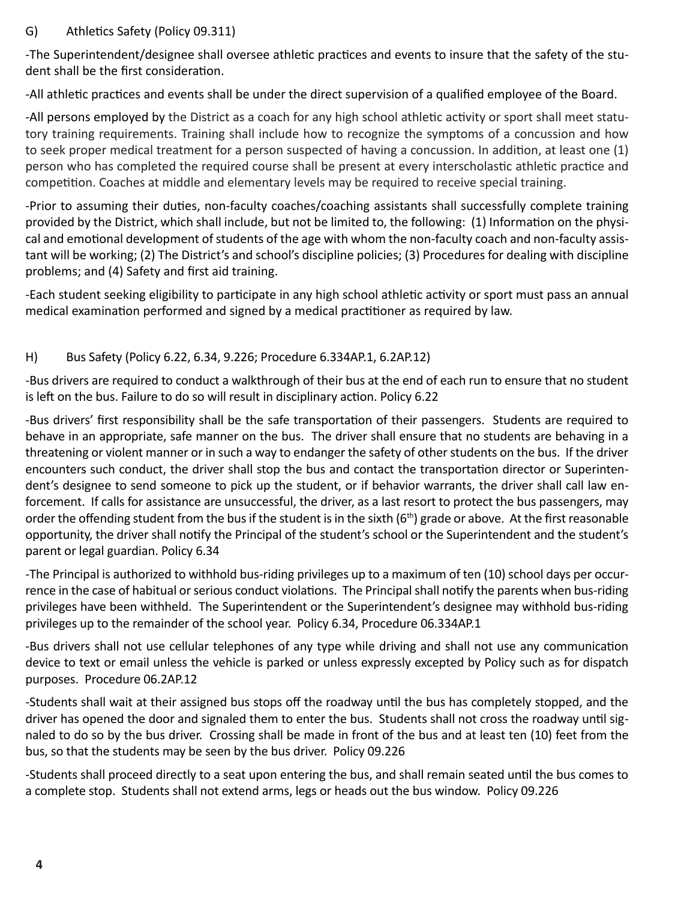G) Athletics Safety (Policy 09.311)

-The Superintendent/designee shall oversee athletic practices and events to insure that the safety of the student shall be the first consideration.

-All athletic practices and events shall be under the direct supervision of a qualified employee of the Board.

-All persons employed by the District as a coach for any high school athletic activity or sport shall meet statutory training requirements. Training shall include how to recognize the symptoms of a concussion and how to seek proper medical treatment for a person suspected of having a concussion. In addition, at least one (1) person who has completed the required course shall be present at every interscholastic athletic practice and competition. Coaches at middle and elementary levels may be required to receive special training.

-Prior to assuming their duties, non-faculty coaches/coaching assistants shall successfully complete training provided by the District, which shall include, but not be limited to, the following: (1) Information on the physical and emotional development of students of the age with whom the non-faculty coach and non-faculty assistant will be working; (2) The District's and school's discipline policies; (3) Procedures for dealing with discipline problems; and (4) Safety and first aid training.

-Each student seeking eligibility to participate in any high school athletic activity or sport must pass an annual medical examination performed and signed by a medical practitioner as required by law.

H) Bus Safety (Policy 6.22, 6.34, 9.226; Procedure 6.334AP.1, 6.2AP.12)

-Bus drivers are required to conduct a walkthrough of their bus at the end of each run to ensure that no student is left on the bus. Failure to do so will result in disciplinary action. Policy 6.22

-Bus drivers' first responsibility shall be the safe transportation of their passengers. Students are required to behave in an appropriate, safe manner on the bus. The driver shall ensure that no students are behaving in a threatening or violent manner or in such a way to endanger the safety of other students on the bus. If the driver encounters such conduct, the driver shall stop the bus and contact the transportation director or Superintendent's designee to send someone to pick up the student, or if behavior warrants, the driver shall call law enforcement. If calls for assistance are unsuccessful, the driver, as a last resort to protect the bus passengers, may order the offending student from the bus if the student is in the sixth (6th) grade or above. At the first reasonable opportunity, the driver shall notify the Principal of the student's school or the Superintendent and the student's parent or legal guardian. Policy 6.34

-The Principal is authorized to withhold bus-riding privileges up to a maximum of ten (10) school days per occurrence in the case of habitual or serious conduct violations. The Principal shall notify the parents when bus-riding privileges have been withheld. The Superintendent or the Superintendent's designee may withhold bus-riding privileges up to the remainder of the school year. Policy 6.34, Procedure 06.334AP.1

-Bus drivers shall not use cellular telephones of any type while driving and shall not use any communication device to text or email unless the vehicle is parked or unless expressly excepted by Policy such as for dispatch purposes. Procedure 06.2AP.12

-Students shall wait at their assigned bus stops off the roadway until the bus has completely stopped, and the driver has opened the door and signaled them to enter the bus. Students shall not cross the roadway until signaled to do so by the bus driver. Crossing shall be made in front of the bus and at least ten (10) feet from the bus, so that the students may be seen by the bus driver. Policy 09.226

-Students shall proceed directly to a seat upon entering the bus, and shall remain seated until the bus comes to a complete stop. Students shall not extend arms, legs or heads out the bus window. Policy 09.226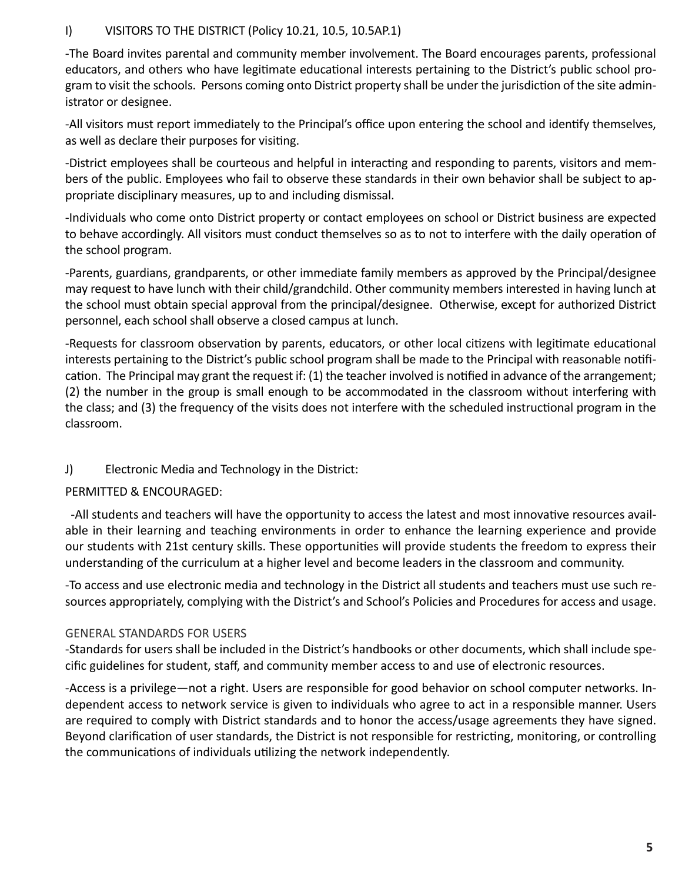## I) VISITORS TO THE DISTRICT (Policy 10.21, 10.5, 10.5AP.1)

-The Board invites parental and community member involvement. The Board encourages parents, professional educators, and others who have legitimate educational interests pertaining to the District's public school program to visit the schools. Persons coming onto District property shall be under the jurisdiction of the site administrator or designee.

-All visitors must report immediately to the Principal's office upon entering the school and identify themselves, as well as declare their purposes for visiting.

-District employees shall be courteous and helpful in interacting and responding to parents, visitors and members of the public. Employees who fail to observe these standards in their own behavior shall be subject to appropriate disciplinary measures, up to and including dismissal.

-Individuals who come onto District property or contact employees on school or District business are expected to behave accordingly. All visitors must conduct themselves so as to not to interfere with the daily operation of the school program.

-Parents, guardians, grandparents, or other immediate family members as approved by the Principal/designee may request to have lunch with their child/grandchild. Other community members interested in having lunch at the school must obtain special approval from the principal/designee. Otherwise, except for authorized District personnel, each school shall observe a closed campus at lunch.

-Requests for classroom observation by parents, educators, or other local citizens with legitimate educational interests pertaining to the District's public school program shall be made to the Principal with reasonable notification. The Principal may grant the request if: (1) the teacher involved is notified in advance of the arrangement; (2) the number in the group is small enough to be accommodated in the classroom without interfering with the class; and (3) the frequency of the visits does not interfere with the scheduled instructional program in the classroom.

## J) Electronic Media and Technology in the District:

PERMITTED & ENCOURAGED:

-All students and teachers will have the opportunity to access the latest and most innovative resources available in their learning and teaching environments in order to enhance the learning experience and provide our students with 21st century skills. These opportunities will provide students the freedom to express their understanding of the curriculum at a higher level and become leaders in the classroom and community.

-To access and use electronic media and technology in the District all students and teachers must use such resources appropriately, complying with the District's and School's Policies and Procedures for access and usage.

### GENERAL STANDARDS FOR USERS

-Standards for users shall be included in the District's handbooks or other documents, which shall include specific guidelines for student, staff, and community member access to and use of electronic resources.

-Access is a privilege—not a right. Users are responsible for good behavior on school computer networks. Independent access to network service is given to individuals who agree to act in a responsible manner. Users are required to comply with District standards and to honor the access/usage agreements they have signed. Beyond clarification of user standards, the District is not responsible for restricting, monitoring, or controlling the communications of individuals utilizing the network independently.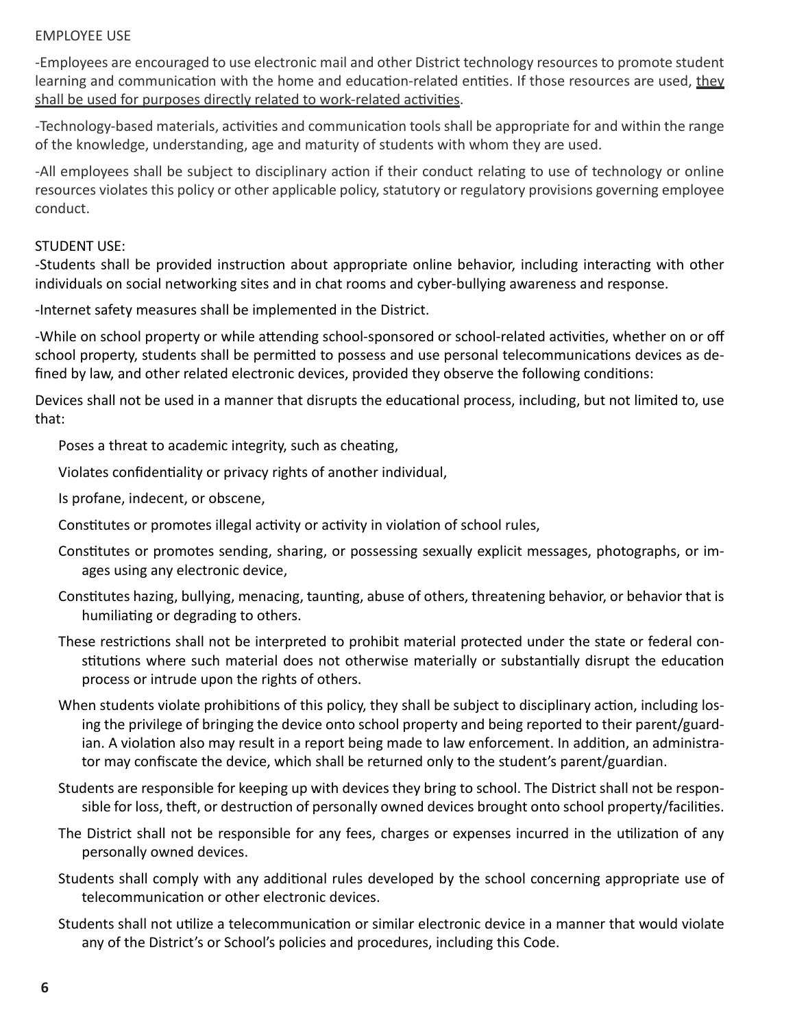EMPLOYEE USE

-Employees are encouraged to use electronic mail and other District technology resources to promote student learning and communication with the home and education-related entities. If those resources are used, <u>they shall be used for purposes directly related to work-related activities</u>.

-Technology-based materials, activities and communication tools shall be appropriate for and within the range of the knowledge, understanding, age and maturity of students with whom they are used.

-All employees shall be subject to disciplinary action if their conduct relating to use of technology or online resources violates this policy or other applicable policy, statutory or regulatory provisions governing employee conduct.

STUDENT USE:

-Students shall be provided instruction about appropriate online behavior, including interacting with other individuals on social networking sites and in chat rooms and cyber-bullying awareness and response.

-Internet safety measures shall be implemented in the District.

-While on school property or while attending school-sponsored or school-related activities, whether on or off school property, students shall be permitted to possess and use personal telecommunications devices as defined by law, and other related electronic devices, provided they observe the following conditions:

Devices shall not be used in a manner that disrupts the educational process, including, but not limited to, use that:

Poses a threat to academic integrity, such as cheating,

Violates confidentiality or privacy rights of another individual,

Is profane, indecent, or obscene,

Constitutes or promotes illegal activity or activity in violation of school rules,

Constitutes or promotes sending, sharing, or possessing sexually explicit messages, photographs, or images using any electronic device,

Constitutes hazing, bullying, menacing, taunting, abuse of others, threatening behavior, or behavior that is humiliating or degrading to others.

These restrictions shall not be interpreted to prohibit material protected under the state or federal constitutions where such material does not otherwise materially or substantially disrupt the education process or intrude upon the rights of others.

When students violate prohibitions of this policy, they shall be subject to disciplinary action, including losing the privilege of bringing the device onto school property and being reported to their parent/guardian. A violation also may result in a report being made to law enforcement. In addition, an administrator may confiscate the device, which shall be returned only to the student's parent/guardian.

Students are responsible for keeping up with devices they bring to school. The District shall not be responsible for loss, theft, or destruction of personally owned devices brought onto school property/facilities.

The District shall not be responsible for any fees, charges or expenses incurred in the utilization of any personally owned devices.

Students shall comply with any additional rules developed by the school concerning appropriate use of telecommunication or other electronic devices.

Students shall not utilize a telecommunication or similar electronic device in a manner that would violate any of the District's or School's policies and procedures, including this Code.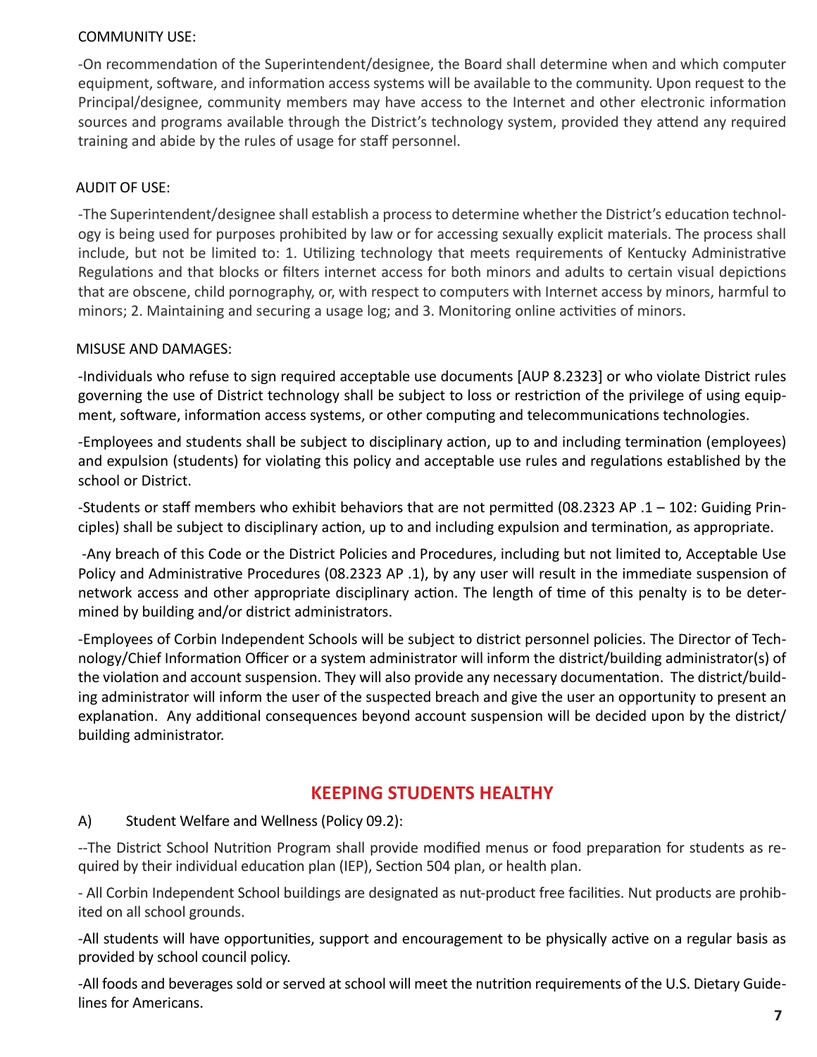COMMUNITY USE:

-On recommendation of the Superintendent/designee, the Board shall determine when and which computer equipment, software, and information access systems will be available to the community. Upon request to the Principal/designee, community members may have access to the Internet and other electronic information sources and programs available through the District's technology system, provided they attend any required training and abide by the rules of usage for staff personnel.

AUDIT OF USE:

-The Superintendent/designee shall establish a process to determine whether the District's education technology is being used for purposes prohibited by law or for accessing sexually explicit materials. The process shall include, but not be limited to: 1. Utilizing technology that meets requirements of Kentucky Administrative Regulations and that blocks or filters internet access for both minors and adults to certain visual depictions that are obscene, child pornography, or, with respect to computers with Internet access by minors, harmful to minors; 2. Maintaining and securing a usage log; and 3. Monitoring online activities of minors.

MISUSE AND DAMAGES:

-Individuals who refuse to sign required acceptable use documents [AUP 8.2323] or who violate District rules governing the use of District technology shall be subject to loss or restriction of the privilege of using equipment, software, information access systems, or other computing and telecommunications technologies.

-Employees and students shall be subject to disciplinary action, up to and including termination (employees) and expulsion (students) for violating this policy and acceptable use rules and regulations established by the school or District.

-Students or staff members who exhibit behaviors that are not permitted (08.2323 AP .1 – 102: Guiding Principles) shall be subject to disciplinary action, up to and including expulsion and termination, as appropriate.

-Any breach of this Code or the District Policies and Procedures, including but not limited to, Acceptable Use Policy and Administrative Procedures (08.2323 AP .1), by any user will result in the immediate suspension of network access and other appropriate disciplinary action. The length of time of this penalty is to be determined by building and/or district administrators.

-Employees of Corbin Independent Schools will be subject to district personnel policies. The Director of Technology/Chief Information Officer or a system administrator will inform the district/building administrator(s) of the violation and account suspension. They will also provide any necessary documentation. The district/building administrator will inform the user of the suspected breach and give the user an opportunity to present an explanation. Any additional consequences beyond account suspension will be decided upon by the district/building administrator.

## KEEPING STUDENTS HEALTHY

A) Student Welfare and Wellness (Policy 09.2):

--The District School Nutrition Program shall provide modified menus or food preparation for students as required by their individual education plan (IEP), Section 504 plan, or health plan.

- All Corbin Independent School buildings are designated as nut-product free facilities. Nut products are prohibited on all school grounds.

-All students will have opportunities, support and encouragement to be physically active on a regular basis as provided by school council policy.

-All foods and beverages sold or served at school will meet the nutrition requirements of the U.S. Dietary Guidelines for Americans.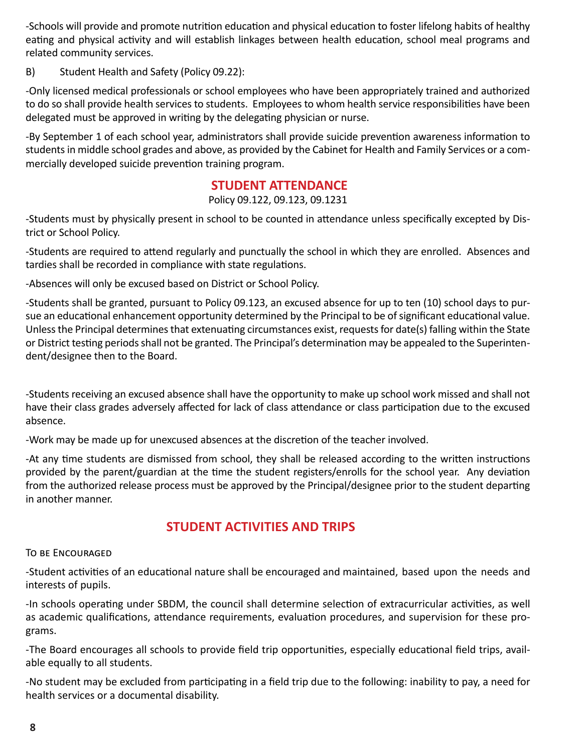-Schools will provide and promote nutrition education and physical education to foster lifelong habits of healthy eating and physical activity and will establish linkages between health education, school meal programs and related community services.

B) Student Health and Safety (Policy 09.22):

-Only licensed medical professionals or school employees who have been appropriately trained and authorized to do so shall provide health services to students. Employees to whom health service responsibilities have been delegated must be approved in writing by the delegating physician or nurse.

-By September 1 of each school year, administrators shall provide suicide prevention awareness information to students in middle school grades and above, as provided by the Cabinet for Health and Family Services or a commercially developed suicide prevention training program.

## STUDENT ATTENDANCE

Policy 09.122, 09.123, 09.1231

-Students must by physically present in school to be counted in attendance unless specifically excepted by District or School Policy.

-Students are required to attend regularly and punctually the school in which they are enrolled. Absences and tardies shall be recorded in compliance with state regulations.

-Absences will only be excused based on District or School Policy.

-Students shall be granted, pursuant to Policy 09.123, an excused absence for up to ten (10) school days to pursue an educational enhancement opportunity determined by the Principal to be of significant educational value. Unless the Principal determines that extenuating circumstances exist, requests for date(s) falling within the State or District testing periods shall not be granted. The Principal's determination may be appealed to the Superintendent/designee then to the Board.

-Students receiving an excused absence shall have the opportunity to make up school work missed and shall not have their class grades adversely affected for lack of class attendance or class participation due to the excused absence.

-Work may be made up for unexcused absences at the discretion of the teacher involved.

-At any time students are dismissed from school, they shall be released according to the written instructions provided by the parent/guardian at the time the student registers/enrolls for the school year. Any deviation from the authorized release process must be approved by the Principal/designee prior to the student departing in another manner.

## STUDENT ACTIVITIES AND TRIPS

To be Encouraged

-Student activities of an educational nature shall be encouraged and maintained, based upon the needs and interests of pupils.

-In schools operating under SBDM, the council shall determine selection of extracurricular activities, as well as academic qualifications, attendance requirements, evaluation procedures, and supervision for these programs.

-The Board encourages all schools to provide field trip opportunities, especially educational field trips, available equally to all students.

-No student may be excluded from participating in a field trip due to the following: inability to pay, a need for health services or a documental disability.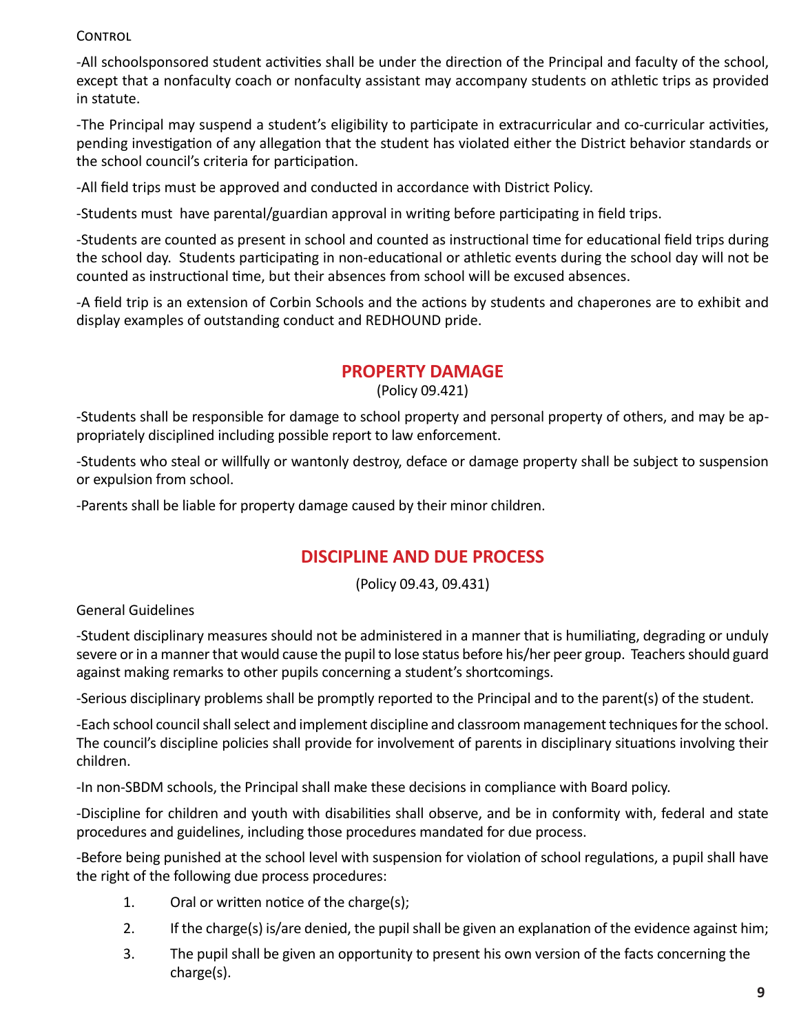Control

-All schoolsponsored student activities shall be under the direction of the Principal and faculty of the school, except that a nonfaculty coach or nonfaculty assistant may accompany students on athletic trips as provided in statute.

-The Principal may suspend a student's eligibility to participate in extracurricular and co-curricular activities, pending investigation of any allegation that the student has violated either the District behavior standards or the school council's criteria for participation.

-All field trips must be approved and conducted in accordance with District Policy.

-Students must have parental/guardian approval in writing before participating in field trips.

-Students are counted as present in school and counted as instructional time for educational field trips during the school day. Students participating in non-educational or athletic events during the school day will not be counted as instructional time, but their absences from school will be excused absences.

-A field trip is an extension of Corbin Schools and the actions by students and chaperones are to exhibit and display examples of outstanding conduct and REDHOUND pride.

## PROPERTY DAMAGE

(Policy 09.421)

-Students shall be responsible for damage to school property and personal property of others, and may be appropriately disciplined including possible report to law enforcement.

-Students who steal or willfully or wantonly destroy, deface or damage property shall be subject to suspension or expulsion from school.

-Parents shall be liable for property damage caused by their minor children.

## DISCIPLINE AND DUE PROCESS

(Policy 09.43, 09.431)

General Guidelines

-Student disciplinary measures should not be administered in a manner that is humiliating, degrading or unduly severe or in a manner that would cause the pupil to lose status before his/her peer group. Teachers should guard against making remarks to other pupils concerning a student's shortcomings.

-Serious disciplinary problems shall be promptly reported to the Principal and to the parent(s) of the student.

-Each school council shall select and implement discipline and classroom management techniques for the school. The council's discipline policies shall provide for involvement of parents in disciplinary situations involving their children.

-In non-SBDM schools, the Principal shall make these decisions in compliance with Board policy.

-Discipline for children and youth with disabilities shall observe, and be in conformity with, federal and state procedures and guidelines, including those procedures mandated for due process.

-Before being punished at the school level with suspension for violation of school regulations, a pupil shall have the right of the following due process procedures:

1. Oral or written notice of the charge(s);
2. If the charge(s) is/are denied, the pupil shall be given an explanation of the evidence against him;
3. The pupil shall be given an opportunity to present his own version of the facts concerning the charge(s).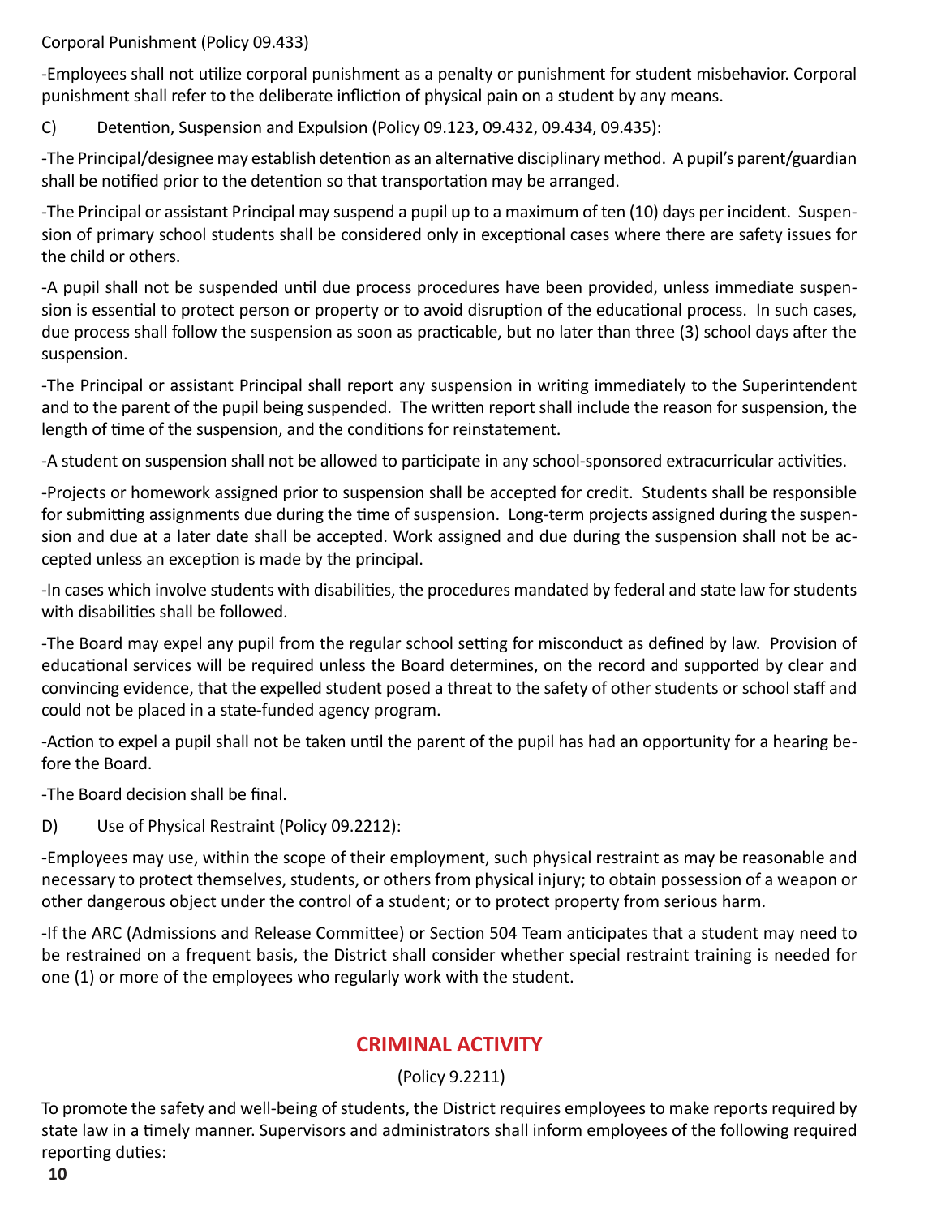Corporal Punishment (Policy 09.433)

-Employees shall not utilize corporal punishment as a penalty or punishment for student misbehavior. Corporal punishment shall refer to the deliberate infliction of physical pain on a student by any means.

C) Detention, Suspension and Expulsion (Policy 09.123, 09.432, 09.434, 09.435):

-The Principal/designee may establish detention as an alternative disciplinary method. A pupil's parent/guardian shall be notified prior to the detention so that transportation may be arranged.

-The Principal or assistant Principal may suspend a pupil up to a maximum of ten (10) days per incident. Suspension of primary school students shall be considered only in exceptional cases where there are safety issues for the child or others.

-A pupil shall not be suspended until due process procedures have been provided, unless immediate suspension is essential to protect person or property or to avoid disruption of the educational process. In such cases, due process shall follow the suspension as soon as practicable, but no later than three (3) school days after the suspension.

-The Principal or assistant Principal shall report any suspension in writing immediately to the Superintendent and to the parent of the pupil being suspended. The written report shall include the reason for suspension, the length of time of the suspension, and the conditions for reinstatement.

-A student on suspension shall not be allowed to participate in any school-sponsored extracurricular activities.

-Projects or homework assigned prior to suspension shall be accepted for credit. Students shall be responsible for submitting assignments due during the time of suspension. Long-term projects assigned during the suspension and due at a later date shall be accepted. Work assigned and due during the suspension shall not be accepted unless an exception is made by the principal.

-In cases which involve students with disabilities, the procedures mandated by federal and state law for students with disabilities shall be followed.

-The Board may expel any pupil from the regular school setting for misconduct as defined by law. Provision of educational services will be required unless the Board determines, on the record and supported by clear and convincing evidence, that the expelled student posed a threat to the safety of other students or school staff and could not be placed in a state-funded agency program.

-Action to expel a pupil shall not be taken until the parent of the pupil has had an opportunity for a hearing before the Board.

-The Board decision shall be final.

D) Use of Physical Restraint (Policy 09.2212):

-Employees may use, within the scope of their employment, such physical restraint as may be reasonable and necessary to protect themselves, students, or others from physical injury; to obtain possession of a weapon or other dangerous object under the control of a student; or to protect property from serious harm.

-If the ARC (Admissions and Release Committee) or Section 504 Team anticipates that a student may need to be restrained on a frequent basis, the District shall consider whether special restraint training is needed for one (1) or more of the employees who regularly work with the student.

## CRIMINAL ACTIVITY

(Policy 9.2211)

To promote the safety and well-being of students, the District requires employees to make reports required by state law in a timely manner. Supervisors and administrators shall inform employees of the following required reporting duties: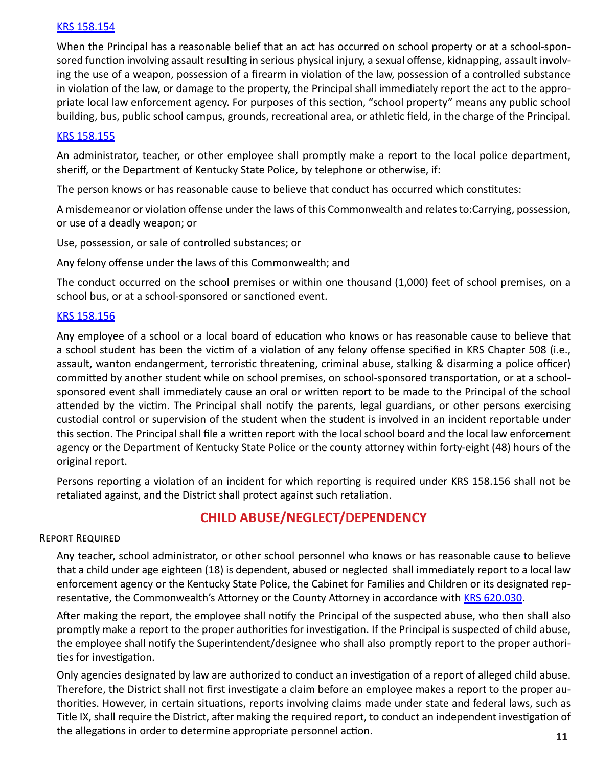[KRS 158.154](#)

When the Principal has a reasonable belief that an act has occurred on school property or at a school-sponsored function involving assault resulting in serious physical injury, a sexual offense, kidnapping, assault involving the use of a weapon, possession of a firearm in violation of the law, possession of a controlled substance in violation of the law, or damage to the property, the Principal shall immediately report the act to the appropriate local law enforcement agency. For purposes of this section, "school property" means any public school building, bus, public school campus, grounds, recreational area, or athletic field, in the charge of the Principal.

[KRS 158.155](#)

An administrator, teacher, or other employee shall promptly make a report to the local police department, sheriff, or the Department of Kentucky State Police, by telephone or otherwise, if:

The person knows or has reasonable cause to believe that conduct has occurred which constitutes:

A misdemeanor or violation offense under the laws of this Commonwealth and relates to:Carrying, possession, or use of a deadly weapon; or

Use, possession, or sale of controlled substances; or

Any felony offense under the laws of this Commonwealth; and

The conduct occurred on the school premises or within one thousand (1,000) feet of school premises, on a school bus, or at a school-sponsored or sanctioned event.

[KRS 158.156](#)

Any employee of a school or a local board of education who knows or has reasonable cause to believe that a school student has been the victim of a violation of any felony offense specified in KRS Chapter 508 (i.e., assault, wanton endangerment, terroristic threatening, criminal abuse, stalking & disarming a police officer) committed by another student while on school premises, on school-sponsored transportation, or at a school-sponsored event shall immediately cause an oral or written report to be made to the Principal of the school attended by the victim. The Principal shall notify the parents, legal guardians, or other persons exercising custodial control or supervision of the student when the student is involved in an incident reportable under this section. The Principal shall file a written report with the local school board and the local law enforcement agency or the Department of Kentucky State Police or the county attorney within forty-eight (48) hours of the original report.

Persons reporting a violation of an incident for which reporting is required under KRS 158.156 shall not be retaliated against, and the District shall protect against such retaliation.

## CHILD ABUSE/NEGLECT/DEPENDENCY

### Report Required

Any teacher, school administrator, or other school personnel who knows or has reasonable cause to believe that a child under age eighteen (18) is dependent, abused or neglected shall immediately report to a local law enforcement agency or the Kentucky State Police, the Cabinet for Families and Children or its designated representative, the Commonwealth's Attorney or the County Attorney in accordance with [KRS 620.030](#).

After making the report, the employee shall notify the Principal of the suspected abuse, who then shall also promptly make a report to the proper authorities for investigation. If the Principal is suspected of child abuse, the employee shall notify the Superintendent/designee who shall also promptly report to the proper authorities for investigation.

Only agencies designated by law are authorized to conduct an investigation of a report of alleged child abuse. Therefore, the District shall not first investigate a claim before an employee makes a report to the proper authorities. However, in certain situations, reports involving claims made under state and federal laws, such as Title IX, shall require the District, after making the required report, to conduct an independent investigation of the allegations in order to determine appropriate personnel action.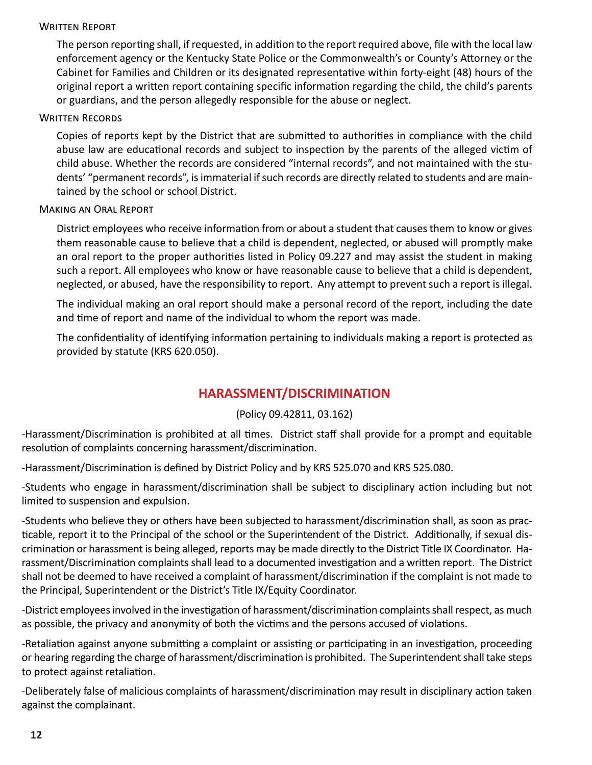#### Written Report

The person reporting shall, if requested, in addition to the report required above, file with the local law enforcement agency or the Kentucky State Police or the Commonwealth's or County's Attorney or the Cabinet for Families and Children or its designated representative within forty-eight (48) hours of the original report a written report containing specific information regarding the child, the child's parents or guardians, and the person allegedly responsible for the abuse or neglect.

#### Written Records

Copies of reports kept by the District that are submitted to authorities in compliance with the child abuse law are educational records and subject to inspection by the parents of the alleged victim of child abuse. Whether the records are considered "internal records", and not maintained with the students' "permanent records", is immaterial if such records are directly related to students and are maintained by the school or school District.

#### Making an Oral Report

District employees who receive information from or about a student that causes them to know or gives them reasonable cause to believe that a child is dependent, neglected, or abused will promptly make an oral report to the proper authorities listed in Policy 09.227 and may assist the student in making such a report. All employees who know or have reasonable cause to believe that a child is dependent, neglected, or abused, have the responsibility to report. Any attempt to prevent such a report is illegal.

The individual making an oral report should make a personal record of the report, including the date and time of report and name of the individual to whom the report was made.

The confidentiality of identifying information pertaining to individuals making a report is protected as provided by statute (KRS 620.050).

## HARASSMENT/DISCRIMINATION

(Policy 09.42811, 03.162)

-Harassment/Discrimination is prohibited at all times. District staff shall provide for a prompt and equitable resolution of complaints concerning harassment/discrimination.

-Harassment/Discrimination is defined by District Policy and by KRS 525.070 and KRS 525.080.

-Students who engage in harassment/discrimination shall be subject to disciplinary action including but not limited to suspension and expulsion.

-Students who believe they or others have been subjected to harassment/discrimination shall, as soon as practicable, report it to the Principal of the school or the Superintendent of the District. Additionally, if sexual discrimination or harassment is being alleged, reports may be made directly to the District Title IX Coordinator. Harassment/Discrimination complaints shall lead to a documented investigation and a written report. The District shall not be deemed to have received a complaint of harassment/discrimination if the complaint is not made to the Principal, Superintendent or the District's Title IX/Equity Coordinator.

-District employees involved in the investigation of harassment/discrimination complaints shall respect, as much as possible, the privacy and anonymity of both the victims and the persons accused of violations.

-Retaliation against anyone submitting a complaint or assisting or participating in an investigation, proceeding or hearing regarding the charge of harassment/discrimination is prohibited. The Superintendent shall take steps to protect against retaliation.

-Deliberately false of malicious complaints of harassment/discrimination may result in disciplinary action taken against the complainant.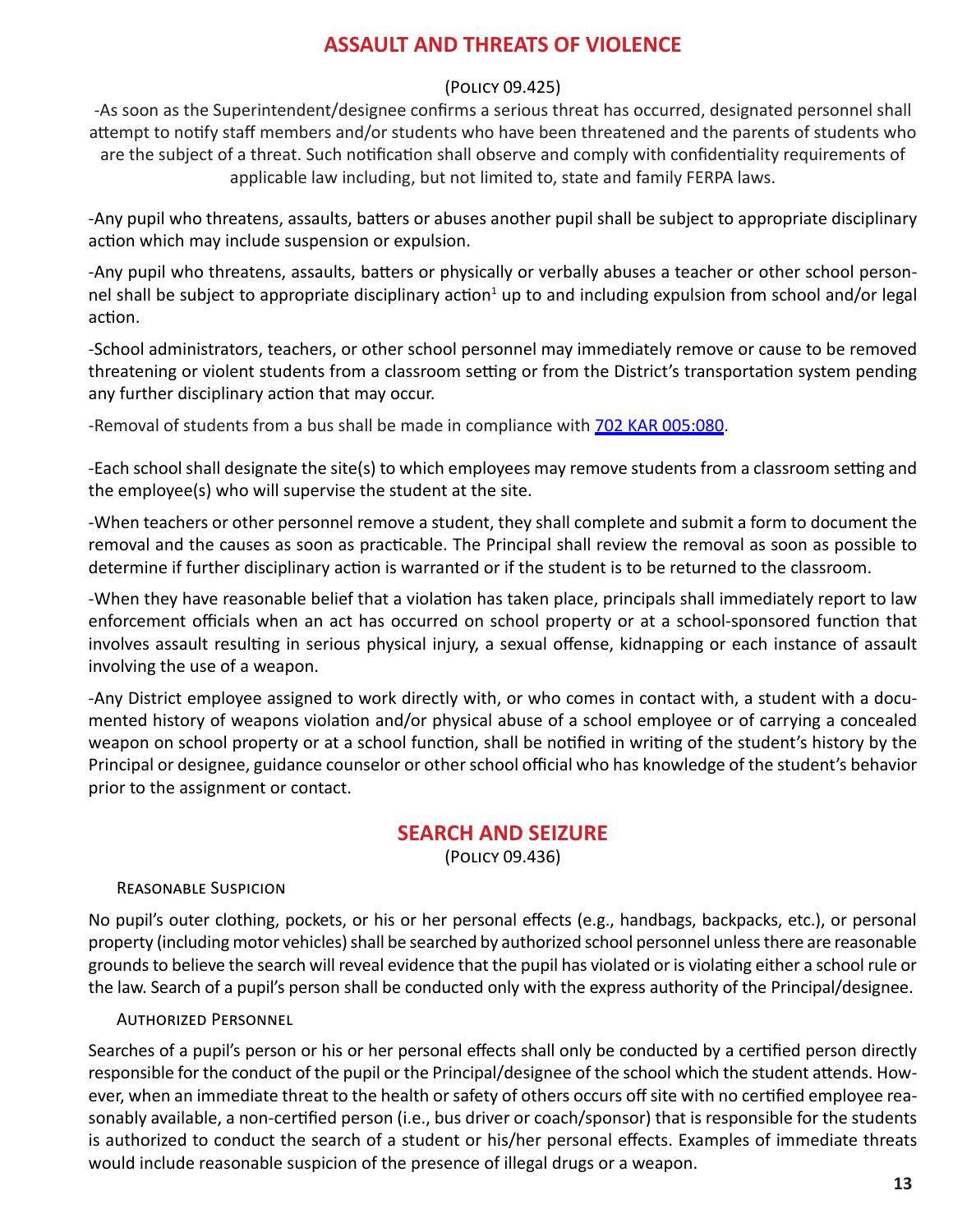## ASSAULT AND THREATS OF VIOLENCE

(Policy 09.425)

-As soon as the Superintendent/designee confirms a serious threat has occurred, designated personnel shall attempt to notify staff members and/or students who have been threatened and the parents of students who are the subject of a threat. Such notification shall observe and comply with confidentiality requirements of applicable law including, but not limited to, state and family FERPA laws.

-Any pupil who threatens, assaults, batters or abuses another pupil shall be subject to appropriate disciplinary action which may include suspension or expulsion.

-Any pupil who threatens, assaults, batters or physically or verbally abuses a teacher or other school personnel shall be subject to appropriate disciplinary action[1] up to and including expulsion from school and/or legal action.

-School administrators, teachers, or other school personnel may immediately remove or cause to be removed threatening or violent students from a classroom setting or from the District's transportation system pending any further disciplinary action that may occur.

-Removal of students from a bus shall be made in compliance with [702 KAR 005:080].

-Each school shall designate the site(s) to which employees may remove students from a classroom setting and the employee(s) who will supervise the student at the site.

-When teachers or other personnel remove a student, they shall complete and submit a form to document the removal and the causes as soon as practicable. The Principal shall review the removal as soon as possible to determine if further disciplinary action is warranted or if the student is to be returned to the classroom.

-When they have reasonable belief that a violation has taken place, principals shall immediately report to law enforcement officials when an act has occurred on school property or at a school-sponsored function that involves assault resulting in serious physical injury, a sexual offense, kidnapping or each instance of assault involving the use of a weapon.

-Any District employee assigned to work directly with, or who comes in contact with, a student with a documented history of weapons violation and/or physical abuse of a school employee or of carrying a concealed weapon on school property or at a school function, shall be notified in writing of the student's history by the Principal or designee, guidance counselor or other school official who has knowledge of the student's behavior prior to the assignment or contact.

## SEARCH AND SEIZURE

(Policy 09.436)

### Reasonable Suspicion

No pupil's outer clothing, pockets, or his or her personal effects (e.g., handbags, backpacks, etc.), or personal property (including motor vehicles) shall be searched by authorized school personnel unless there are reasonable grounds to believe the search will reveal evidence that the pupil has violated or is violating either a school rule or the law. Search of a pupil's person shall be conducted only with the express authority of the Principal/designee.

### Authorized Personnel

Searches of a pupil's person or his or her personal effects shall only be conducted by a certified person directly responsible for the conduct of the pupil or the Principal/designee of the school which the student attends. However, when an immediate threat to the health or safety of others occurs off site with no certified employee reasonably available, a non-certified person (i.e., bus driver or coach/sponsor) that is responsible for the students is authorized to conduct the search of a student or his/her personal effects. Examples of immediate threats would include reasonable suspicion of the presence of illegal drugs or a weapon.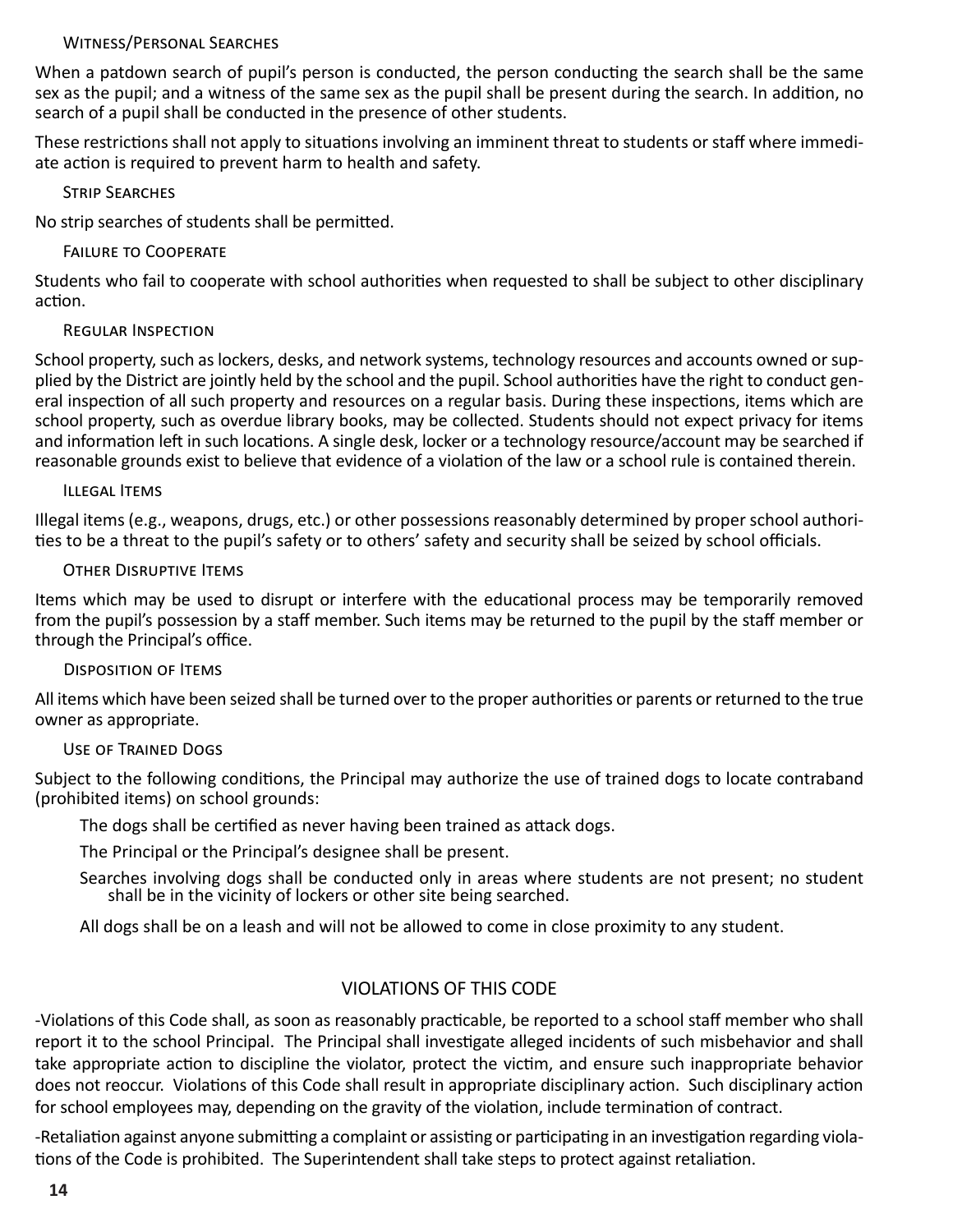#### Witness/Personal Searches

When a patdown search of pupil's person is conducted, the person conducting the search shall be the same sex as the pupil; and a witness of the same sex as the pupil shall be present during the search. In addition, no search of a pupil shall be conducted in the presence of other students.

These restrictions shall not apply to situations involving an imminent threat to students or staff where immediate action is required to prevent harm to health and safety.

#### Strip Searches

No strip searches of students shall be permitted.

#### Failure to Cooperate

Students who fail to cooperate with school authorities when requested to shall be subject to other disciplinary action.

#### Regular Inspection

School property, such as lockers, desks, and network systems, technology resources and accounts owned or supplied by the District are jointly held by the school and the pupil. School authorities have the right to conduct general inspection of all such property and resources on a regular basis. During these inspections, items which are school property, such as overdue library books, may be collected. Students should not expect privacy for items and information left in such locations. A single desk, locker or a technology resource/account may be searched if reasonable grounds exist to believe that evidence of a violation of the law or a school rule is contained therein.

#### Illegal Items

Illegal items (e.g., weapons, drugs, etc.) or other possessions reasonably determined by proper school authorities to be a threat to the pupil's safety or to others' safety and security shall be seized by school officials.

#### Other Disruptive Items

Items which may be used to disrupt or interfere with the educational process may be temporarily removed from the pupil's possession by a staff member. Such items may be returned to the pupil by the staff member or through the Principal's office.

#### Disposition of Items

All items which have been seized shall be turned over to the proper authorities or parents or returned to the true owner as appropriate.

#### Use of Trained Dogs

Subject to the following conditions, the Principal may authorize the use of trained dogs to locate contraband (prohibited items) on school grounds:

- The dogs shall be certified as never having been trained as attack dogs.
- The Principal or the Principal's designee shall be present.
- Searches involving dogs shall be conducted only in areas where students are not present; no student shall be in the vicinity of lockers or other site being searched.
- All dogs shall be on a leash and will not be allowed to come in close proximity to any student.

## VIOLATIONS OF THIS CODE

-Violations of this Code shall, as soon as reasonably practicable, be reported to a school staff member who shall report it to the school Principal. The Principal shall investigate alleged incidents of such misbehavior and shall take appropriate action to discipline the violator, protect the victim, and ensure such inappropriate behavior does not reoccur. Violations of this Code shall result in appropriate disciplinary action. Such disciplinary action for school employees may, depending on the gravity of the violation, include termination of contract.

-Retaliation against anyone submitting a complaint or assisting or participating in an investigation regarding violations of the Code is prohibited. The Superintendent shall take steps to protect against retaliation.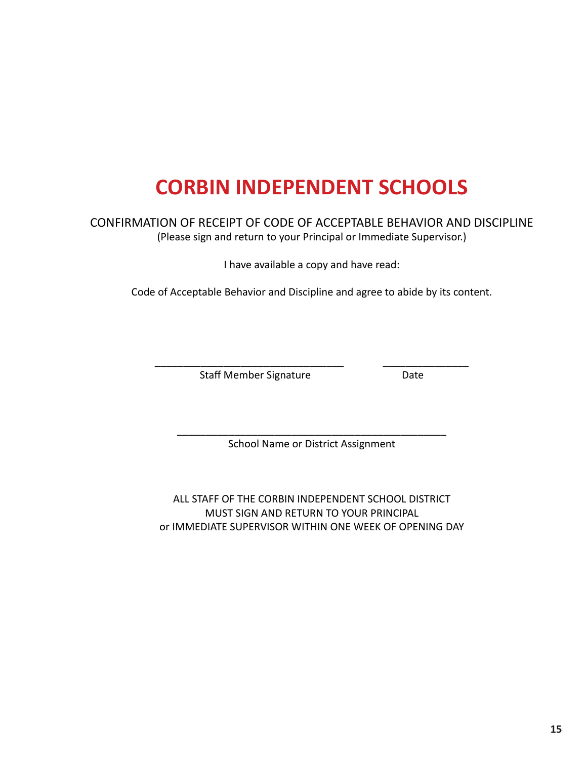# CORBIN INDEPENDENT SCHOOLS

CONFIRMATION OF RECEIPT OF CODE OF ACCEPTABLE BEHAVIOR AND DISCIPLINE
(Please sign and return to your Principal or Immediate Supervisor.)

I have available a copy and have read:

Code of Acceptable Behavior and Discipline and agree to abide by its content.

_________________________________ ______________
Staff Member Signature Date

_______________________________________________
School Name or District Assignment

ALL STAFF OF THE CORBIN INDEPENDENT SCHOOL DISTRICT
MUST SIGN AND RETURN TO YOUR PRINCIPAL
or IMMEDIATE SUPERVISOR WITHIN ONE WEEK OF OPENING DAY